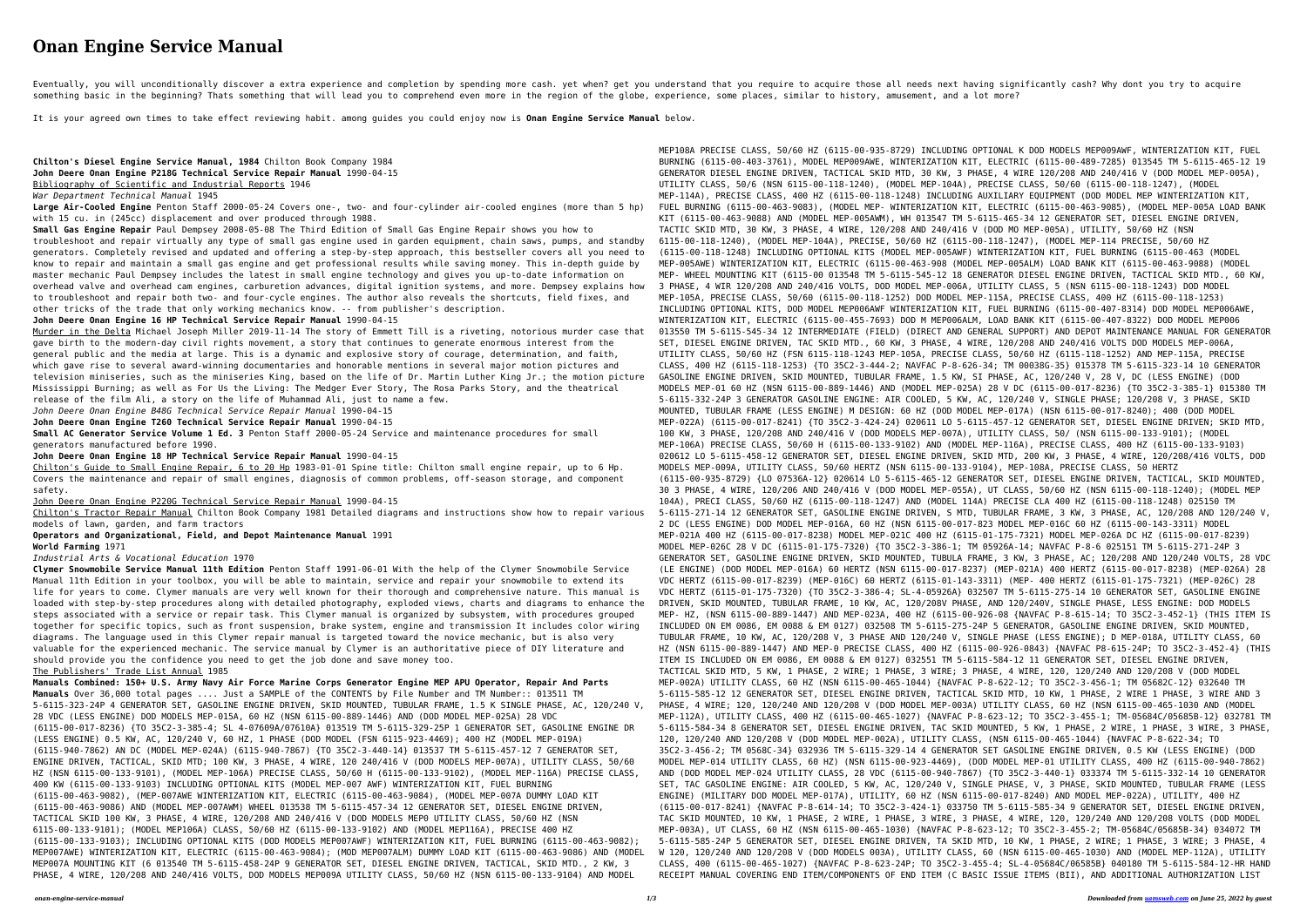# Onan Engine Service Manual

Eventually, you will unconditionally discover a extra experience and completion by spending more cash. yet when? get you understand that you require to acquire those all needs next having significantly cash? Why dont you try to acquire something basic in the beginning? Thats something that will lead you to comprehend even more in the region of the globe, experience, some places, similar to history, amusement, and a lot more?

It is your agreed own times to take effect reviewing habit. among guides you could enjoy now is **Onan Engine Service Manual** below.

**Chilton's Diesel Engine Service Manual, 1984** Chilton Book Company 1984

**John Deere Onan Engine P218G Technical Service Repair Manual** 1990-04-15

Bibliography of Scientific and Industrial Reports 1946

*War Department Technical Manual* 1945

**Large Air-Cooled Engine** Penton Staff 2000-05-24 Covers one-, two- and four-cylinder air-cooled engines (more than 5 hp) with 15 cu. in (245cc) displacement and over produced through 1988.

**Small Gas Engine Repair** Paul Dempsey 2008-05-08 The Third Edition of Small Gas Engine Repair shows you how to troubleshoot and repair virtually any type of small gas engine used in garden equipment, chain saws, pumps, and standby generators. Completely revised and updated and offering a step-by-step approach, this bestseller covers all you need to know to repair and maintain a small gas engine and get professional results while saving money. This in-depth guide by master mechanic Paul Dempsey includes the latest in small engine technology and gives you up-to-date information on overhead valve and overhead cam engines, carburetion advances, digital ignition systems, and more. Dempsey explains how to troubleshoot and repair both two- and four-cycle engines. The author also reveals the shortcuts, field fixes, and other tricks of the trade that only working mechanics know. -- from publisher's description.

**John Deere Onan Engine 16 HP Technical Service Repair Manual** 1990-04-15

Murder in the Delta Michael Joseph Miller 2019-11-14 The story of Emmett Till is a riveting, notorious murder case that gave birth to the modern-day civil rights movement, a story that continues to generate enormous interest from the general public and the media at large. This is a dynamic and explosive story of courage, determination, and faith, which gave rise to several award-winning documentaries and honorable mentions in several major motion pictures and television miniseries, such as the miniseries King, based on the life of Dr. Martin Luther King Jr.; the motion picture Mississippi Burning; as well as For Us the Living: The Medger Ever Story, The Rosa Parks Story, and the theatrical release of the film Ali, a story on the life of Muhammad Ali, just to name a few.

*John Deere Onan Engine B48G Technical Service Repair Manual* 1990-04-15

**John Deere Onan Engine T260 Technical Service Repair Manual** 1990-04-15

**Small AC Generator Service Volume 1 Ed. 3** Penton Staff 2000-05-24 Service and maintenance procedures for small generators manufactured before 1990.

**John Deere Onan Engine 18 HP Technical Service Repair Manual** 1990-04-15

Chilton's Guide to Small Engine Repair, 6 to 20 Hp 1983-01-01 Spine title: Chilton small engine repair, up to 6 Hp. Covers the maintenance and repair of small engines, diagnosis of common problems, off-season storage, and component safety.

John Deere Onan Engine P220G Technical Service Repair Manual 1990-04-15

Chilton's Tractor Repair Manual Chilton Book Company 1981 Detailed diagrams and instructions show how to repair various models of lawn, garden, and farm tractors

**Operators and Organizational, Field, and Depot Maintenance Manual** 1991

**World Farming** 1971

*Industrial Arts & Vocational Education* 1970

**Clymer Snowmobile Service Manual 11th Edition** Penton Staff 1991-06-01 With the help of the Clymer Snowmobile Service Manual 11th Edition in your toolbox, you will be able to maintain, service and repair your snowmobile to extend its life for years to come. Clymer manuals are very well known for their thorough and comprehensive nature. This manual is loaded with step-by-step procedures along with detailed photography, exploded views, charts and diagrams to enhance the steps associated with a service or repair task. This Clymer manual is organized by subsystem, with procedures grouped together for specific topics, such as front suspension, brake system, engine and transmission It includes color wiring diagrams. The language used in this Clymer repair manual is targeted toward the novice mechanic, but is also very valuable for the experienced mechanic. The service manual by Clymer is an authoritative piece of DIY literature and should provide you the confidence you need to get the job done and save money too.

The Publishers' Trade List Annual 1985

**Manuals Combined: 150+ U.S. Army Navy Air Force Marine Corps Generator Engine MEP APU Operator, Repair And Parts Manuals** Over 36,000 total pages .... Just a SAMPLE of the CONTENTS by File Number and TM Number:: 013511 TM 5-6115-323-24P 4 GENERATOR SET, GASOLINE ENGINE DRIVEN, SKID MOUNTED, TUBULAR FRAME, 1.5 K SINGLE PHASE, AC, 120/240 V, 28 VDC (LESS ENGINE) DOD MODELS MEP-015A, 60 HZ (NSN 6115-00-889-1446) AND (DOD MODEL MEP-025A) 28 VDC (6115-00-017-8236) {TO 35C2-3-385-4; SL 4-07609A/07610A} 013519 TM 5-6115-329-25P 1 GENERATOR SET, GASOLINE ENGINE DR (LESS ENGINE) 0.5 KW, AC, 120/240 V, 60 HZ, 1 PHASE (DOD MODEL (FSN 6115-923-4469); 400 HZ (MODEL MEP-019A) (6115-940-7862) AN DC (MODEL MEP-024A) (6115-940-7867) {TO 35C2-3-440-14} 013537 TM 5-6115-457-12 7 GENERATOR SET, ENGINE DRIVEN, TACTICAL, SKID MTD; 100 KW, 3 PHASE, 4 WIRE, 120 240/416 V (DOD MODELS MEP-007A), UTILITY CLASS, 50/60 HZ (NSN 6115-00-133-9101), (MODEL MEP106A) PRECISE CLASS, 50/60 H (6115-00-133-9102) AND (MODEL MEP116A), PRECISE CLASS, 400 KW (6115-00-133-9103) INCLUDING OPTIONAL KITS (DOD MODEL MEP-007 AWF) WINTERIZATION KIT, FUEL BURNING (6115-00-463-9082), (MEP-007AWE WINTERIZATION KIT, ELECTRIC (6115-00-463-9084), (MEP-007A DUMMY LOAD KIT (6115-00-463-9086) AND (MODEL MEP-007AWM) WHEEL 013538 TM 5-6115-457-34 12 GENERATOR SET, DIESEL ENGINE DRIVEN, TACTICAL SKID 100 KW, 3 PHASE, 4 WIRE, 120/208 AND 240/416 V (DOD MODELS MEP0 UTILITY CLASS, 50/60 HZ (NSN 6115-00-133-9101); (MODEL MEP106A) CLASS, 50/60 HZ (6115-00-133-9102) AND (MODEL MEP116A), PRECISE 400 HZ (6115-00-133-9103); INCLUDING OPTIONAL KITS (DOD MODELS MEP007AWF) WINTERIZATION KIT, FUEL BURNING (6115-00-463-9082); MEP007AWE) WINTERIZATION KIT, ELECTRIC (6115-00-463-9084); (MOD MEP007ALM) DUMMY LOAD KIT (6115-00-463-9086) AND (MODEL MEP007A MOUNTING KIT (6 013540 TM 5-6115-458-24P 9 GENERATOR SET, DIESEL ENGINE DRIVEN, TACTICAL, SKID MTD., 2 KW, 3 PHASE, 4 WIRE, 120/208 AND 240/416 VOLTS, DOD MODELS MEP009A UTILITY CLASS, 50/60 HZ (NSN 6115-00-133-9104) AND MODEL MEP108A PRECISE CLASS, 50/60 HZ (6115-00-935-8729) INCLUDING OPTIONAL K DOD MODELS MEP009AWF, WINTERIZATION KIT, FUEL BURNING (6115-00-403-3761), MODEL MEP009AWE, WINTERIZATION KIT, ELECTRIC (6115-00-489-7285) 013545 TM 5-6115-465-12 19 GENERATOR DIESEL ENGINE DRIVEN, TACTICAL SKID MTD, 30 KW, 3 PHASE, 4 WIRE 120/208 AND 240/416 V (DOD MODEL MEP-005A), UTILITY CLASS, 50/6 (NSN 6115-00-118-1240), (MODEL MEP-104A), PRECISE CLASS, 50/60 (6115-00-118-1247), (MODEL MEP-114A), PRECISE CLASS, 400 HZ (6115-00-118-1248) INCLUDING AUXILIARY EQUIPMENT (DOD MODEL MEP WINTERIZATION KIT, FUEL BURNING (6115-00-463-9083), (MODEL MEP- WINTERIZATION KIT, ELECTRIC (6115-00-463-9085), (MODEL MEP-005A LOAD BANK KIT (6115-00-463-9088) AND (MODEL MEP-005AWM), WH 013547 TM 5-6115-465-34 12 GENERATOR SET, DIESEL ENGINE DRIVEN, TACTIC SKID MTD, 30 KW, 3 PHASE, 4 WIRE, 120/208 AND 240/416 V (DOD MO MEP-005A), UTILITY, 50/60 HZ (NSN 6115-00-118-1240), (MODEL MEP-104A), PRECISE, 50/60 HZ (6115-00-118-1247), (MODEL MEP-114 PRECISE, 50/60 HZ (6115-00-118-1248) INCLUDING OPTIONAL KITS (MODEL MEP-005AWF) WINTERIZATION KIT, FUEL BURNING (6115-00-463 (MODEL MEP-005AWE) WINTERIZATION KIT, ELECTRIC (6115-00-463-908 (MODEL MEP-005ALM) LOAD BANK KIT (6115-00-463-9088) (MODEL MEP- WHEEL MOUNTING KIT (6115-00 013548 TM 5-6115-545-12 18 GENERATOR DIESEL ENGINE DRIVEN, TACTICAL SKID MTD., 60 KW, 3 PHASE, 4 WIR 120/208 AND 240/416 VOLTS, DOD MODEL MEP-006A, UTILITY CLASS, 5 (NSN 6115-00-118-1243 DOD MODEL MEP-105A, PRECISE CLASS, 50/60 (6115-00-118-1252) DOD MODEL MEP-115A, PRECISE CLASS, 400 HZ (6115-00-118-1253) INCLUDING OPTIONAL KITS, DOD MODEL MEP006AWF WINTERIZATION KIT, FUEL BURNING (6115-00-407-8314) DOD MODEL MEP006AWE, WINTERIZATION KIT, ELECTRIC (6115-00-455-7693) DOD M MEP006ALM, LOAD BANK KIT (6115-00-407-8322) DOD MODEL MEP006 013550 TM 5-6115-545-34 12 INTERMEDIATE (FIELD) (DIRECT AND GENERAL SUPPORT) AND DEPOT MAINTENANCE MANUAL FOR GENERATOR SET, DIESEL ENGINE DRIVEN, TAC SKID MTD., 60 KW, 3 PHASE, 4 WIRE, 120/208 AND 240/416 VOLTS DOD MODELS MEP-006A, UTILITY CLASS, 50/60 HZ (FSN 6115-118-1243 MEP-105A, PRECISE CLASS, 50/60 HZ (6115-118-1252) AND MEP-115A, PRECISE CLASS, 400 HZ (6115-118-1253) {TO 35C2-3-444-2; NAVFAC P-8-626-34; TM 00038G-35} 015378 TM 5-6115-323-14 10 GENERATOR GASOLINE ENGINE DRIVEN, SKID MOUNTED, TUBULAR FRAME, 1.5 KW, SI PHASE, AC, 120/240 V, 28 V, DC (LESS ENGINE) (DOD MODELS MEP-01 60 HZ (NSN 6115-00-889-1446) AND (MODEL MEP-025A) 28 V DC (6115-00-017-8236) {TO 35C2-3-385-1} 015380 TM 5-6115-332-24P 3 GENERATOR GASOLINE ENGINE: AIR COOLED, 5 KW, AC, 120/240 V, SINGLE PHASE; 120/208 V, 3 PHASE, SKID MOUNTED, TUBULAR FRAME (LESS ENGINE) M DESIGN: 60 HZ (DOD MODEL MEP-017A) (NSN 6115-00-017-8240); 400 (DOD MODEL MEP-022A) (6115-00-017-8241) {TO 35C2-3-424-24} 020611 LO 5-6115-457-12 GENERATOR SET, DIESEL ENGINE DRIVEN; SKID MTD, 100 KW, 3 PHASE, 120/208 AND 240/416 V (DOD MODELS MEP-007A), UTILITY CLASS, 50/ (NSN 6115-00-133-9101); (MODEL MEP-106A) PRECISE CLASS, 50/60 H (6115-00-133-9102) AND (MODEL MEP-116A), PRECISE CLASS, 400 HZ (6115-00-133-9103) 020612 LO 5-6115-458-12 GENERATOR SET, DIESEL ENGINE DRIVEN, SKID MTD, 200 KW, 3 PHASE, 4 WIRE, 120/208/416 VOLTS, DOD MODELS MEP-009A, UTILITY CLASS, 50/60 HERTZ (NSN 6115-00-133-9104), MEP-108A, PRECISE CLASS, 50 HERTZ (6115-00-935-8729) {LO 07536A-12} 020614 LO 5-6115-465-12 GENERATOR SET, DIESEL ENGINE DRIVEN, TACTICAL, SKID MOUNTED, 30 3 PHASE, 4 WIRE, 120/206 AND 240/416 V (DOD MODEL MEP-055A), UT CLASS, 50/60 HZ (NSN 6115-00-118-1240); (MODEL MEP 104A), PRECI CLASS, 50/60 HZ (6115-00-118-1247) AND (MODEL 114A) PRECISE CLA 400 HZ (6115-00-118-1248) 025150 TM 5-6115-271-14 12 GENERATOR SET, GASOLINE ENGINE DRIVEN, S MTD, TUBULAR FRAME, 3 KW, 3 PHASE, AC, 120/208 AND 120/240 V, 2 DC (LESS ENGINE) DOD MODEL MEP-016A, 60 HZ (NSN 6115-00-017-823 MODEL MEP-016C 60 HZ (6115-00-143-3311) MODEL MEP-021A 400 HZ (6115-00-017-8238) MODEL MEP-021C 400 HZ (6115-01-175-7321) MODEL MEP-026A DC HZ (6115-00-017-8239) MODEL MEP-026C 28 V DC (6115-01-175-7320) {TO 35C2-3-386-1; TM 05926A-14; NAVFAC P-8-6 025151 TM 5-6115-271-24P 3 GENERATOR SET, GASOLINE ENGINE DRIVEN, SKID MOUNTED, TUBULA FRAME, 3 KW, 3 PHASE, AC; 120/208 AND 120/240 VOLTS, 28 VDC (LE ENGINE) (DOD MODEL MEP-016A) 60 HERTZ (NSN 6115-00-017-8237) (MEP-021A) 400 HERTZ (6115-00-017-8238) (MEP-026A) 28 VDC HERTZ (6115-00-017-8239) (MEP-016C) 60 HERTZ (6115-01-143-3311) (MEP- 400 HERTZ (6115-01-175-7321) (MEP026C) 28 VDC HERTZ (6115-01-175-7320) {TO 35C2-3-386-4; SL-4-05926A} 032507 TM 5-6115-275-14 10 GENERATOR SET, GASOLINE ENGINE DRIVEN, SKID MOUNTED, TUBULAR FRAME, 10 KW, AC, 120/208V PHASE, AND 120/240V, SINGLE PHASE, LESS ENGINE: DOD MODELS MEP- HZ, (NSN 6115-00-889-1447) AND MEP-023A, 400 HZ (6115-00-926-08 {NAVFAC P-8-615-14; TO 35C2-3-452-1} (THIS ITEM IS INCLUDED ON EM 0086, EM 0088 & EM 0127) 032508 TM 5-6115-275-24P 5 GENERATOR, GASOLINE ENGINE DRIVEN, SKID MOUNTED, TUBULAR FRAME, 10 KW, AC, 120/208 V, 3 PHASE AND 120/240 V, SINGLE PHASE (LESS ENGINE); D MEP-018A, UTILITY CLASS, 60 HZ (NSN 6115-00-889-1447) AND MEP-0 PRECISE CLASS, 400 HZ (6115-00-926-0843) {NAVFAC P8-615-24P; TO 35C2-3-452-4} (THIS ITEM IS INCLUDED ON EM 0086, EM 0088 & EM 0127) 032551 TM 5-6115-584-12 11 GENERATOR SET, DIESEL ENGINE DRIVEN, TACTICAL SKID MTD, 5 KW, 1 PHASE, 2 WIRE; 1 PHASE, 3 WIRE; 3 PHASE, 4 WIRE, 120, 120/240 AND 120/208 V (DOD MODEL MEP-002A) UTILITY CLASS, 60 HZ (NSN 6115-00-465-1044) {NAVFAC P-8-622-12; TO 35C2-3-456-1; TM 05682C-12} 032640 TM 5-6115-585-12 12 GENERATOR SET, DIESEL ENGINE DRIVEN, TACTICAL SKID MTD, 10 KW, 1 PHASE, 2 WIRE 1 PHASE, 3 WIRE AND 3 PHASE, 4 WIRE; 120, 120/240 AND 120/208 V (DOD MODEL MEP-003A) UTILITY CLASS, 60 HZ (NSN 6115-00-465-1030 AND (MODEL MEP-112A), UTILITY CLASS, 400 HZ (6115-00-465-1027) {NAVFAC P-8-623-12; TO 35C2-3-455-1; TM-05684C/05685B-12} 032781 TM 5-6115-584-34 8 GENERATOR SET, DIESEL ENGINE DRIVEN, TAC SKID MOUNTED, 5 KW, 1 PHASE, 2 WIRE, 1 PHASE, 3 WIRE, 3 PHASE, 120, 120/240 AND 120/208 V (DOD MODEL MEP-002A), UTILITY CLASS, (NSN 6115-00-465-1044) {NAVFAC P-8-622-34; TO 35C2-3-456-2; TM 0568C-34} 032936 TM 5-6115-329-14 4 GENERATOR SET GASOLINE ENGINE DRIVEN, 0.5 KW (LESS ENGINE) (DOD MODEL MEP-014 UTILITY CLASS, 60 HZ) (NSN 6115-00-923-4469), (DOD MODEL MEP-01 UTILITY CLASS, 400 HZ (6115-00-940-7862) AND (DOD MODEL MEP-024 UTILITY CLASS, 28 VDC (6115-00-940-7867) {TO 35C2-3-440-1} 033374 TM 5-6115-332-14 10 GENERATOR SET, TAC GASOLINE ENGINE: AIR COOLED, 5 KW, AC, 120/240 V, SINGLE PHASE, V, 3 PHASE, SKID MOUNTED, TUBULAR FRAME (LESS ENGINE) (MILITARY DOD MODEL MEP-017A), UTILITY, 60 HZ (NSN 6115-00-017-8240) AND MODEL MEP-022A), UTILITY, 400 HZ (6115-00-017-8241) {NAVFAC P-8-614-14; TO 35C2-3-424-1} 033750 TM 5-6115-585-34 9 GENERATOR SET, DIESEL ENGINE DRIVEN, TAC SKID MOUNTED, 10 KW, 1 PHASE, 2 WIRE, 1 PHASE, 3 WIRE, 3 PHASE, 4 WIRE, 120, 120/240 AND 120/208 VOLTS (DOD MODEL MEP-003A), UT CLASS, 60 HZ (NSN 6115-00-465-1030) {NAVFAC P-8-623-12; TO 35C2-3-455-2; TM-05684C/05685B-34} 034072 TM 5-6115-585-24P 5 GENERATOR SET, DIESEL ENGINE DRIVEN, TA SKID MTD, 10 KW, 1 PHASE, 2 WIRE; 1 PHASE, 3 WIRE; 3 PHASE, 4 W 120, 120/240 AND 120/208 V (DOD MODELS 003A), UTILITY CLASS, 60 (NSN 6115-00-465-1030) AND (MODEL MEP-112A), UTILITY CLASS, 400 (6115-00-465-1027) {NAVFAC P-8-623-24P; TO 35C2-3-455-4; SL-4-05684C/06585B} 040180 TM 5-6115-584-12-HR HAND RECEIPT MANUAL COVERING END ITEM/COMPONENTS OF END ITEM (C BASIC ISSUE ITEMS (BII), AND ADDITIONAL AUTHORIZATION LIST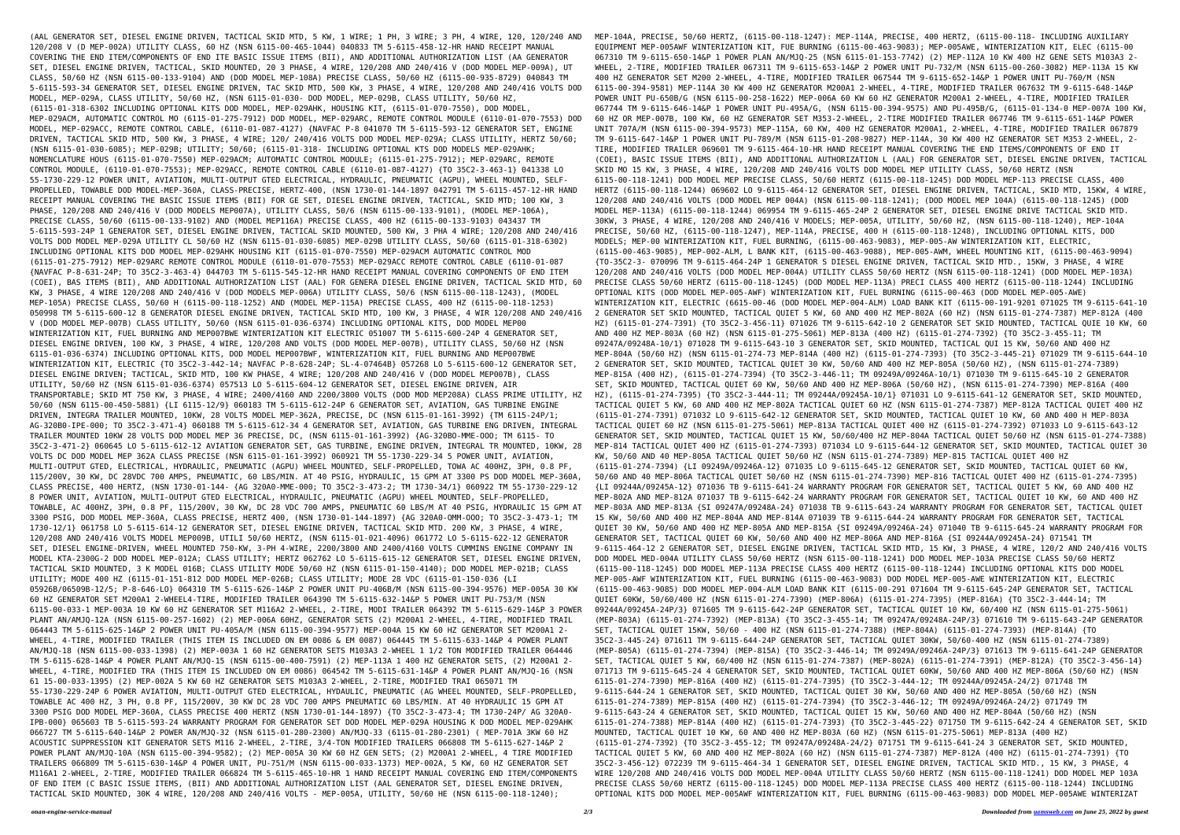(AAL GENERATOR SET, DIESEL ENGINE DRIVEN, TACTICAL SKID MTD, 5 KW, 1 WIRE; 1 PH, 3 WIRE; 3 PH, 4 WIRE, 120, 120/240 AND 120/208 V (D MEP-002A) UTILITY CLASS, 60 HZ (NSN 6115-00-465-1044) 040833 TM 5-6115-458-12-HR HAND RECEIPT MANUAL COVERING THE END ITEM/COMPONENTS OF END ITE BASIC ISSUE ITEMS (BII), AND ADDITIONAL AUTHORIZATION LIST (AA GENERATOR SET, DIESEL ENGINE DRIVEN, TACTICAL, SKID MOUNTED, 20 3 PHASE, 4 WIRE, 120/208 AND 240/416 V (DOD MODEL MEP-009A), UT CLASS, 50/60 HZ (NSN 6115-00-133-9104) AND (DOD MODEL MEP-108A) PRECISE CLASS, 50/60 HZ (6115-00-935-8729) 040843 TM 5-6115-593-34 GENERATOR SET, DIESEL ENGINE DRIVEN, TAC SKID MTD, 500 KW, 3 PHASE, 4 WIRE, 120/208 AND 240/416 VOLTS DOD MODEL, MEP-029A, CLASS UTILITY, 50/60 HZ, (NSN 6115-01-030- DOD MODEL, MEP-029B, CLASS UTILITY, 50/60 HZ, (6115-01-318-6302 INCLUDING OPTIONAL KITS DOD MODEL, MEP-029AHK, HOUSING KIT, (6115-01-070-7550), DOD MODEL, MEP-029ACM, AUTOMATIC CONTROL MO (6115-01-275-7912) DOD MODEL, MEP-029ARC, REMOTE CONTROL MODULE (6110-01-070-7553) DOD MODEL, MEP-029ACC, REMOTE CONTROL CABLE (6110-01-087-4127) {NAVFAC P-8 041070 TM 5-6115-593-12 GENERATOR SET, ENGINE DRIVEN, TACTICAL SKID MTD, 500 KW, 3 PHASE, 4 WIRE; 120/ 240/416 VOLTS DOD MODEL MEP-029A; CLASS UTILITY, HERTZ 50/60; (NSN 6115-01-030-6085); MEP-029B; UTILITY; 50/60; (6115-01-318- INCLUDING OPTIONAL KTS DOD MODELS MEP-029AHK; NOMENCLATURE HOUS (6115-01-070-7550) MEP-029ACM; AUTOMATIC CONTROL MODULE; (6115-01-275-7912); MEP-029ARC, REMOTE CONTROL MODULE, (6110-01-070-7553); MEP-029ACC, REMOTE CONTROL CABLE (6110-01-087-4127) {TO 35C2-3-463-1} 041338 LO 55-1730-229-12 POWER UNIT, AVIATION, MULTI-OUTPUT GTED ELECTRICAL, HYDRAULIC, PNEUMATIC (AGPU), WHEEL MOUNTED, SELF-PROPELLED, TOWABLE DOD MODEL-MEP-360A, CLASS-PRECISE, HERTZ-400, (NSN 1730-01-144-1897 042791 TM 5-6115-457-12-HR HAND RECEIPT MANUAL COVERING THE BASIC ISSUE ITEMS (BII) FOR GE SET, DIESEL ENGINE DRIVEN, TACTICAL, SKID MTD; 100 KW, 3 PHASE, 120/208 AND 240/416 V (DOD MODELS MEP007A), UTILITY CLASS, 50/6 (NSN 6115-00-133-9101), (MODEL MEP-106A), PRECISE CLASS, 50/60 (6115-00-133-9102) AND (MODEL MEP116A) PRECISE CLASS, 400 HZ (6115-00-133-9103) 043437 TM 5-6115-593-24P 1 GENERATOR SET, DIESEL ENGINE DRIVEN, TACTICAL SKID MOUNTED, 500 KW, 3 PHA 4 WIRE; 120/208 AND 240/416 VOLTS DOD MODEL MEP-029A UTILITY CL 50/60 HZ (NSN 6115-01-030-6085) MEP-029B UTILITY CLASS, 50/60 (6115-01-318-6302) INCLUDING OPTIONAL KITS DOD MODEL MEP-029AHK HOUSING KIT (6115-01-070-7550) MEP-029ACM AUTOMATIC CONTROL MOD (6115-01-275-7912) MEP-029ARC REMOTE CONTROL MODULE (6110-01-070-7553) MEP-029ACC REMOTE CONTROL CABLE (6110-01-087 {NAVFAC P-8-631-24P; TO 35C2-3-463-4} 044703 TM 5-6115-545-12-HR HAND RECEIPT MANUAL COVERING COMPONENTS OF END ITEM (COEI), BAS ITEMS (BII), AND ADDITIONAL AUTHORIZATION LIST (AAL) FOR GENERA DIESEL ENGINE DRIVEN, TACTICAL SKID MTD, 60 KW, 3 PHASE, 4 WIRE 120/208 AND 240/416 V (DOD MODELS MEP-006A) UTILITY CLASS, 50/6 (NSN 6115-00-118-1243), (MODEL MEP-105A) PRECISE CLASS, 50/60 H (6115-00-118-1252) AND (MODEL MEP-115A) PRECISE CLASS, 400 HZ (6115-00-118-1253) 050998 TM 5-6115-600-12 8 GENERATOR DIESEL ENGINE DRIVEN, TACTICAL SKID MTD, 100 KW, 3 PHASE, 4 WIR 120/208 AND 240/416 V (DOD MODEL MEP-007B) CLASS UTILITY, 50/60 (NSN 6115-01-036-6374) INCLUDING OPTIONAL KITS, DOD MODEL MEP00 WINTERIZATION KIT, FUEL BURNING AND MEP007BWE WINTERIZATION KIT ELECTRIC 051007 TM 5-6115-600-24P 4 GENERATOR SET, DIESEL ENGINE DRIVEN, 100 KW, 3 PHASE, 4 WIRE, 120/208 AND VOLTS (DOD MODEL MEP-007B), UTILITY CLASS, 50/60 HZ (NSN 6115-01-036-6374) INCLUDING OPTIONAL KITS, DOD MODEL MEP007BWF, WINTERIZATION KIT, FUEL BURNING AND MEP007BWE WINTERIZATION KIT, ELECTRIC (TO 35C2-3-442-14; NAVFAC P-628-24P; SL-4-07464B) 057268 LO 5-6115-600-12 GENERATOR SET, DIESEL ENGINE DRIVEN; TACTICAL, SKID MTD, 100 KW PHASE, 4 WIRE; 120/208 AND 240/416 V (DOD MODEL MEP007B), CLASS UTILITY, 50/60 HZ (NSN 6115-01-036-6374) 057513 LO 5-6115-604-12 GENERATOR SET, DIESEL ENGINE DRIVEN, AIR TRANSPORTABLE; SKID MT 750 KW, 3 PHASE, 4 WIRE; 2400/4160 AND 2200/3800 VOLTS (DOD MOD MEP208A) CLASS PRIME UTILITY, HZ 50/60 (NSN 6115-00-450-5881) {LI 6115-12/9} 060183 TM 5-6115-612-24P 6 GENERATOR SET, AVIATION, GAS TURBINE ENGINE DRIVEN, INTEGRA TRAILER MOUNTED, 10KW, 28 VOLTS DOD MODEL MEP-362A, PRECISE, DC (NSN 6115-01-161-3992) {TM 6115-24P/1; AG-320B0-IPE-000; TO 35C2-3-471-4} 060188 TM 5-6115-612-34 4 GENERATOR SET, AVIATION, GAS TURBINE ENG DRIVEN, INTEGRAL TRAILER MOUNTED 10KW 28 VOLTS DOD MODEL MEP 36 PRECISE, DC, (NSN 6115-01-161-3992) {AG-320B0-MME-000; TM 6115- TO 35C2-3-471-2} 060645 LO 5-6115-612-12 AVIATION GENERATOR SET, GAS TURBINE, ENGINE DRIVEN, INTEGRAL TR MOUNTED, 10KW, 28 VOLTS DC DOD MODEL MEP 362A CLASS PRECISE (NSN 6115-01-161-3992) 060921 TM 55-1730-229-34 5 POWER UNIT, AVIATION, MULTI-OUTPUT GTED, ELECTRICAL, HYDRAULIC, PNEUMATIC (AGPU) WHEEL MOUNTED, SELF-PROPELLED, TOWA AC 400HZ, 3PH, 0.8 PF, 115/200V, 30 KW, DC 28VDC 700 AMPS, PNEUMATIC, 60 LBS/MIN. AT 40 PSIG, HYDRAULIC, 15 GPM AT 3300 PS DOD MODEL MEP-360A, CLASS PRECISE, 400 HERTZ, (NSN 1730-01-144- {AG 320A0-MME-000; TO 35C2-3-473-2; TM 1730-34/1} 060922 TM 55-1730-229-12 8 POWER UNIT, AVIATION, MULTI-OUTPUT GTED ELECTRICAL, HYDRAULIC, PNEUMATIC (AGPU) WHEEL MOUNTED, SELF-PROPELLED, TOWABLE, AC 400HZ, 3PH, 0.8 PF, 115/200V, 30 KW, DC 28 VDC 700 AMPS, PNEUMATIC 60 LBS/M AT 40 PSIG, HYDRAULIC 15 GPM AT 3300 PSIG, DOD MODEL MEP-360A, CLASS PRECISE, HERTZ 400, (NSN 1730-01-144-1897) {AG 320A0-OMM-OOO; TO 35C2-3-473-1; TM 1730-12/1} 061758 LO 5-6115-614-12 GENERATOR SET, DIESEL ENGINE DRIVEN, TACTICAL SKID MTD. 200 KW, 3 PHASE, 4 WIRE, 120/208 AND 240/416 VOLTS MODEL MEP009B, UTILI 50/60 HERTZ, (NSN 6115-01-021-4096) 061772 LO 5-6115-622-12 GENERATOR SET, DIESEL ENGINE-DRIVEN, WHEEL MOUNTED 750-KW, 3-PH 4-WIRE, 2200/3800 AND 2400/4160 VOLTS CUMMINS ENGINE COMPANY IN MODEL KTA-2300G-2 DOD MODEL MEP-012A; CLASS UTILITY; HERTZ 062762 LO 5-6115-615-12 GENERATOR SET, DIESEL ENGINE DRIVEN, TACTICAL SKID MOUNTED, 3 K MODEL 016B; CLASS UTILITY MODE 50/60 HZ (NSN 6115-01-150-4140); DOD MODEL MEP-021B; CLASS UTILITY; MODE 400 HZ (6115-01-151-812 DOD MODEL MEP-026B; CLASS UTILITY; MODE 28 VDC (6115-01-150-036 {LI 05926B/06509B-12/5; P-8-646-LO} 064310 TM 5-6115-626-14&P 2 POWER UNIT PU-406B/M (NSN 6115-00-394-9576) MEP-005A 30 KW 60 HZ GENERATOR SET M200A1 2-WHEEL4-TIRE, MODIFIED TRAILER 064390 TM 5-6115-632-14&P 5 POWER UNIT PU-753/M (NSN 6115-00-033-1 MEP-003A 10 KW 60 HZ GENERATOR SET M116A2 2-WHEEL, 2-TIRE, MODI TRAILER 064392 TM 5-6115-629-14&P 3 POWER PLANT AN/AMJQ-12A (NSN 6115-00-257-1602) (2) MEP-006A 60HZ, GENERATOR SETS (2) M200A1 2-WHEEL, 4-TIRE, MODIFIED TRAIL 064443 TM 5-6115-625-14&P 2 POWER UNIT PU-405A/M (NSN 6115-00-394-9577) MEP-004A 15 KW 60 HZ GENERATOR SET M200A1 2-WHEEL, 4-TIRE, MODIFIED TRAILER (THIS ITEM IS INCLUDED ON EM 0086 & EM 0087) 064445 TM 5-6115-633-14&P 4 POWER PLANT AN/MJQ-18 (NSN 6115-00-033-1398) (2) MEP-003A 1 60 HZ GENERATOR SETS M103A3 2-WHEEL 1 1/2 TON MODIFIED TRAILER 064446 TM 5-6115-628-14&P 4 POWER PLANT AN/MJQ-15 (NSN 6115-00-400-7591) (2) MEP-113A 1 400 HZ GENERATOR SETS, (2) M200A1 2-WHEEL, 4-TIRE, MODIFIED TRA (THIS ITEM IS INCLUDED ON EM 0086) 064542 TM 5-6115-631-14&P 4 POWER PLANT AN/MJQ-16 (NSN 61 15-00-033-1395) (2) MEP-002A 5 KW 60 HZ GENERATOR SETS M103A3 2-WHEEL, 2-TIRE, MODIFIED TRAI 065071 TM 55-1730-229-24P 6 POWER AVIATION, MULTI-OUTPUT GTED ELECTRICAL, HYDAULIC, PNEUMATIC (AG WHEEL MOUNTED, SELF-PROPELLED, TOWABLE AC 400 HZ, 3 PH, 0.8 PF, 115/200V, 30 KW DC 28 VDC 700 AMPS PNEUMATIC 60 LBS/MIN. AT 40 HYDRAULIC 15 GPM AT 3300 PSIG DOD MODEL MEP-360A, CLASS PRECISE 400 HERTZ (NSN 1730-01-144-1897) {TO 35C2-3-473-4; TM 1730-24P/ AG 320A0-IPB-000} 065603 TB 5-6115-593-24 WARRANTY PROGRAM FOR GENERATOR SET DOD MODEL MEP-029A HOUSING K DOD MODEL MEP-029AHK 066727 TM 5-6115-640-14&P 2 POWER AN/MJQ-32 (NSN 6115-01-280-2300) AN/MJQ-33 (6115-01-280-2301) ( MEP-701A 3KW 60 HZ ACOUSTIC SUPPRESSION KIT GENERATOR SETS M116 2-WHEEL, 2-TIRE, 3/4-TON MODIFIED TRAILERS 066808 TM 5-6115-627-14&P 2 POWER PLANT AN/MJQ-10A (NSN 6115-00-394-9582); (2) MEP-005A 30 KW 60 HZ GEN SETS; (2) M200A1 2-WHEEL, 4 TIRE MODIFIED TRAILERS 066809 TM 5-6115-630-14&P 4 POWER UNIT, PU-751/M (NSN 6115-00-033-1373) MEP-002A, 5 KW, 60 HZ GENERATOR SET M116A1 2-WHEEL, 2-TIRE, MODIFIED TRAILER 066824 TM 5-6115-465-10-HR 1 HAND RECEIPT MANUAL COVERING END ITEM/COMPONENTS OF END ITEM (C BASIC ISSUE ITEMS, (BII) AND ADDITIONAL AUTHORIZATION LIST (AAL GENERATOR SET, DIESEL ENGINE DRIVEN, TACTICAL SKID MOUNTED, 30K 4 WIRE, 120/208 AND 240/416 VOLTS - MEP-005A, UTILITY, 50/60 HE (NSN 6115-00-118-1240); MEP-104A, PRECISE, 50/60 HERTZ, (6115-00-118-1247): MEP-114A, PRECISE, 400 HERTZ, (6115-00-118- INCLUDING AUXILIARY EQUIPMENT MEP-005AWF WINTERIZATION KIT, FUE BURNING (6115-00-463-9083); MEP-005AWE, WINTERIZATION KIT, ELEC (6115-00 067310 TM 9-6115-650-14&P 1 POWER PLAN AN/MJQ-25 (NSN 6115-01-153-7742) (2) MEP-112A 10 KW 400 HZ GENE SETS M103A3 2-WHEEL, 2-TIRE, MODIFIED TRAILER 067311 TM 9-6115-653-14&P 2 POWER UNIT PU-732/M (NSN 6115-00-260-3082) MEP-113A 15 KW 400 HZ GENERATOR SET M200 2-WHEEL, 4-TIRE, MODIFIED TRAILER 067544 TM 9-6115-652-14&P 1 POWER UNIT PU-760/M (NSN 6115-00-394-9581) MEP-114A 30 KW 400 HZ GENERATOR M200A1 2-WHEEL, 4-TIRE, MODIFIED TRAILER 067632 TM 9-6115-648-14&P POWER UNIT PU-650B/G (NSN 6115-00-258-1622) MEP-006A 60 KW 60 HZ GENERATOR M200A1 2-WHEEL, 4-TIRE, MODIFIED TRAILER 067744 TM 9-6115-646-14&P 1 POWER UNIT PU-495A/G, (NSN 6115-00-394-9575) AND PU-495B/G, (6115-01-134-0 MEP-007A 100 KW, 60 HZ OR MEP-007B, 100 KW, 60 HZ GENERATOR SET M353-2-WHEEL, 2-TIRE MODIFIED TRAILER 067746 TM 9-6115-651-14&P POWER UNIT 707A/M (NSN 6115-00-394-9573) MEP-115A, 60 KW, 400 HZ GENERATOR M200A1, 2-WHEEL, 4-TIRE, MODIFIED TRAILER 067879 TM 9-6115-647-14&P 1 POWER UNIT PU-789/M (NSN 6115-01-208-9827) MEP-114A, 30 KW 400 HZ GENERATOR SET M353 2-WHEEL, 2-TIRE, MODIFIED TRAILER 069601 TM 9-6115-464-10-HR HAND RECEIPT MANUAL COVERING THE END ITEMS/COMPONENTS OF END IT (COEI), BASIC ISSUE ITEMS (BII), AND ADDITIONAL AUTHORIZATION L (AAL) FOR GENERATOR SET, DIESEL ENGINE DRIVEN, TACTICAL SKID MO 15 KW, 3 PHASE, 4 WIRE, 120/208 AND 240/416 VOLTS DOD MODEL MEP UTILITY CLASS, 50/60 HERTZ (NSN 6115-00-118-1241) DOD MODEL MEP PRECISE CLASS, 50/60 HERTZ (6115-00-118-1245) DOD MODEL MEP-113 PRECISE CLASS, 400 HERTZ (6115-00-118-1244) 069602 LO 9-6115-464-12 GENERATOR SET, DIESEL ENGINE DRIVEN, TACTICAL, SKID MTD, 15KW, 3 PHASE, 4 WIRE, 120/208 AND 240/416 VOLTS (DOD MODEL MEP 004A) (NSN 6115-00-118-1241); (DOD MODEL MEP 104A) (6115-00-118-1245) (DOD MODEL MEP-113A) (6115-00-118-1244) 069954 TM 9-6115-465-24P 2 GENERATOR SET, DIESEL ENGINE DRIVE TACTICAL SKID MTD. 30KW, 3 PHASE, 4 WIRE 120/208 AND 240/416 V MODELS; MEP-005A, UTILITY, 50/60 HZ, (NSN 6115-00-118-1240), MEP-104A PRECISE, 50/60 HZ, (6115-00-118-1247), MEP-114A, PRECISE, 400 H (6115-00-118-1248), INCLUDING OPTIONAL KITS, DOD MODELS; MEP-00 WINTERIZATION KIT, FUEL BURNING, (6115-00-463-9083), MEP-005-AW WINTERIZATION KIT, ELECTRIC, (6115-00-463-9085), MEP-002-ALM, L BANK KIT, (6115-00-463-9088), MEP-005-AWM, WHEEL MOUNTING KIT, (6115-00-463-9094) {TO-35C2-3- 070096 TM 9-6115-464-24P 1 GENERATOR S DIESEL ENGINE DRIVEN, TACTICAL SKID MTD., 15KW, 3 PHASE, 4 WIRE 120/208 AND 240/416 VOLTS (DOD MODEL MEP-004A) UTILITY CLASS 50/60 HERTZ (NSN 6115-00-118-1241) (DOD MODEL MEP-103A) PRECISE CLASS 50/60 HERTZ (6115-00-118-1245) (DOD MODEL MEP-113A) PRECI CLASS 400 HERTZ (6115-00-118-1244) INCLUDING OPTIONAL KITS (DOD MODEL MEP-005-AWF) WINTERIZATION KIT, FUEL BURNING (6115-00-463 (DOD MODEL MEP-005-AWE) WINTERIZATION KIT, ELECTRIC (6615-00-46 (DOD MODEL MEP-004-ALM) LOAD BANK KIT (6115-00-191-9201 071025 TM 9-6115-641-10 2 GENERATOR SET SKID MOUNTED, TACTICAL QUIET 5 KW, 60 AND 400 HZ MEP-802A (60 HZ) (NSN 6115-01-274-7387) MEP-812A (400 HZ) (6115-01-274-7391) {TO 35C2-3-456-11} 071026 TM 9-6115-642-10 2 GENERATOR SET SKID MOUNTED, TACTICAL QUIE 10 KW, 60 AND 400 HZ MEP-803A (60 HZ) (NSN 6115-01-275-5061) MEP-813A (400 HZ) (6115-01-274-7392) {TO 35C2-3-455-11; TM 09247A/09248A-10/1} 071028 TM 9-6115-643-10 3 GENERATOR SET, SKID MOUNTED, TACTICAL QUI 15 KW, 50/60 AND 400 HZ MEP-804A (50/60 HZ) (NSN 6115-01-274-73 MEP-814A (400 HZ) (6115-01-274-7393) {TO 35C2-3-445-21} 071029 TM 9-6115-644-10 2 GENERATOR SET, SKID MOUNTED, TACTICAL QUIET 30 KW, 50/60 AND 400 HZ MEP-805A (50/60 HZ), (NSN 6115-01-274-7389) MEP-815A (400 HZ), (6115-01-274-7394) {TO 35C2-3-446-11; TM 09249A/09246A-10/1} 071030 TM 9-6115-645-10 2 GENERATOR SET, SKID MOUNTED, TACTICAL QUIET 60 KW, 50/60 AND 400 HZ MEP-806A (50/60 HZ), (NSN 6115-01-274-7390) MEP-816A (400 HZ), (6115-01-274-7395) {TO 35C2-3-444-11; TM 09244A/09245A-10/1} 071031 LO 9-6115-641-12 GENERATOR SET, SKID MOUNTED, TACTICAL QUIET 5 KW, 60 AND 400 HZ MEP-802A TACTICAL QUIET 60 HZ (NSN 6115-01-274-7387) MEP-812A TACTICAL QUIET 400 HZ (6115-01-274-7391) 071032 LO 9-6115-642-12 GENERATOR SET, SKID MOUNTED, TACTICAL QUIET 10 KW, 60 AND 400 H MEP-803A TACTICAL QUIET 60 HZ (NSN 6115-01-275-5061) MEP-813A TACTICAL QUIET 400 HZ (6115-01-274-7392) 071033 LO 9-6115-643-12 GENERATOR SET, SKID MOUNTED, TACTICAL QUIET 15 KW, 50/60/400 HZ MEP-804A TACTICAL QUIET 50/60 HZ (NSN 6115-01-274-7388) MEP-814 TACTICAL QUIET 400 HZ (6115-01-274-7393) 071034 LO 9-6115-644-12 GENERATOR SET, SKID MOUNTED, TACTICAL QUIET 30 KW, 50/60 AND 40 MEP-805A TACTICAL QUIET 50/60 HZ (NSN 6115-01-274-7389) MEP-815 TACTICAL QUIET 400 HZ (6115-01-274-7394) {LI 09249A/09246A-12} 071035 LO 9-6115-645-12 GENERATOR SET, SKID MOUNTED, TACTICAL QUIET 60 KW, 50/60 AND 40 MEP-806A TACTICAL QUIET 50/60 HZ (NSN 6115-01-274-7390) MEP-816 TACTICAL QUIET 400 HZ (6115-01-274-7395) {LI 09244A/09245A-12} 071036 TB 9-6115-641-24 WARRANTY PROGRAM FOR GENERATOR SET, TACTICAL QUIET 5 KW, 60 AND 400 HZ MEP-802A AND MEP-812A 071037 TB 9-6115-642-24 WARRANTY PROGRAM FOR GENERATOR SET, TACTICAL QUIET 10 KW, 60 AND 400 HZ MEP-803A AND MEP-813A {SI 09247A/09248A-24} 071038 TB 9-6115-643-24 WARRANTY PROGRAM FOR GENERATOR SET, TACTICAL QUIET 15 KW, 50/60 AND 400 HZ MEP-804A AND MEP-814A 071039 TB 9-6115-644-24 WARRANTY PROGRAM FOR GENERATOR SET, TACTICAL QUIET 30 KW, 50/60 AND 400 HZ MEP-805A AND MEP-815A {SI 09249A/09246A-24} 071040 TB 9-6115-645-24 WARRANTY PROGRAM FOR GENERATOR SET, TACTICAL QUIET 60 KW, 50/60 AND 400 HZ MEP-806A AND MEP-816A {SI 09244A/09245A-24} 071541 TM 9-6115-464-12 2 GENERATOR SET, DIESEL ENGINE DRIVEN, TACTICAL SKID MTD, 15 KW, 3 PHASE, 4 WIRE, 120/2 AND 240/416 VOLTS DOD MODEL MED-004A UTILITY CLASS 50/60 HERTZ (NSN 6115-00-118-1241) DOD MODEL MEP-103A PRECISE CLASS 50/60 HERTZ (6115-00-118-1245) DOD MODEL MEP-113A PRECISE CLASS 400 HERTZ (6115-00-118-1244) INCLUDING OPTIONAL KITS DOD MODEL MEP-005-AWF WINTERIZATION KIT, FUEL BURNING (6115-00-463-9083) DOD MODEL MEP-005-AWE WINTERIZATION KIT, ELECTRIC (6115-00-463-9085) DOD MODEL MEP-004-ALM LOAD BANK KIT (6115-00-291 071604 TM 9-6115-645-24P GENERATOR SET, TACTICAL QUIET 60KW, 50/60/400 HZ (NSN 6115-01-274-7390) (MEP-806A) (6115-01-274-7395) (MEP-816A) {TO 35C2-3-444-14; TM 09244A/09245A-24P/3} 071605 TM 9-6115-642-24P GENERATOR SET, TACTICAL QUIET 10 KW, 60/400 HZ (NSN 6115-01-275-5061) (MEP-803A) (6115-01-274-7392) (MEP-813A) {TO 35C2-3-455-14; TM 09247A/09248A-24P/3} 071610 TM 9-6115-643-24P GENERATOR SET, TACTICAL QUIET 15KW, 50/60 - 400 HZ (NSN 6115-01-274-7388) (MEP-804A) (6115-01-274-7393) (MEP-814A) {TO 35C2-3-445-24} 071611 TM 9-6115-644-24P GENERATOR SET, TACTICAL QUIET 30KW, 50/60-400 HZ (NSN 6115-01-274-7389) (MEP-805A) (6115-01-274-7394) (MEP-815A) {TO 35C2-3-446-14; TM 09249A/09246A-24P/3} 071613 TM 9-6115-641-24P GENERATOR SET, TACTICAL QUIET 5 KW, 60/400 HZ (NSN 6115-01-274-7387) (MEP-802A) (6115-01-274-7391) (MEP-812A) {TO 35C2-3-456-14} 071713 TM 9-6115-645-24 4 GENERATOR SET, SKID MOUNTED, TACTICAL QUIET 60KW, 50/60 AND 400 HZ MEP-806A (50/60 HZ) (NSN 6115-01-274-7390) MEP-816A (400 HZ) (6115-01-274-7395) {TO 35C2-3-444-12; TM 09244A/09245A-24/2} 071748 TM 9-6115-644-24 1 GENERATOR SET, SKID MOUNTED, TACTICAL QUIET 30 KW, 50/60 AND 400 HZ MEP-805A (50/60 HZ) (NSN 6115-01-274-7389) MEP-815A (400 HZ) (6115-01-274-7394) {TO 35C2-3-446-12; TM 09249A/09246A-24/2} 071749 TM 9-6115-643-24 4 GENERATOR SET, SKID MOUNTED, TACTICAL QUIET 15 KW, 50/60 AND 400 HZ MEP-804A (50/60 HZ) (NSN 6115-01-274-7388) MEP-814A (400 HZ) (6115-01-274-7393) {TO 35C2-3-445-22} 071750 TM 9-6115-642-24 4 GENERATOR SET, SKID MOUNTED, TACTICAL QUIET 10 KW, 60 AND 400 HZ MEP-803A (60 HZ) (NSN 6115-01-275-5061) MEP-813A (400 HZ) (6115-01-274-7392) {TO 35C2-3-455-12; TM 09247A/09248A-24/2} 071751 TM 9-6115-641-24 3 GENERATOR SET, SKID MOUNTED, TACTICAL QUIET 5 KW, 60 AND 400 HZ MEP-802A (60 HZ) (NSN 6115-01-274-7387) MEP-812A (400 HZ) (6115-01-274-7391) {TO 35C2-3-456-12} 072239 TM 9-6115-464-34 1 GENERATOR SET, DIESEL ENGINE DRIVEN, TACTICAL SKID MTD., 15 KW, 3 PHASE, 4 WIRE 120/208 AND 240/416 VOLTS DOD MODEL MEP-004A UTILITY CLASS 50/60 HERTZ (NSN 6115-00-118-1241) DOD MODEL MEP 103A PRECISE CLASS 50/60 HERTZ (6115-00-118-1245) DOD MODEL MEP-113A PRECISE CLASS 400 HERTZ (6115-00-118-1244) INCLUDING OPTIONAL KITS DOD MODEL MEP-005AWF WINTERIZATION KIT, FUEL BURNING (6115-00-463-9083) DOD MODEL MEP-005AWE WINTERIZAT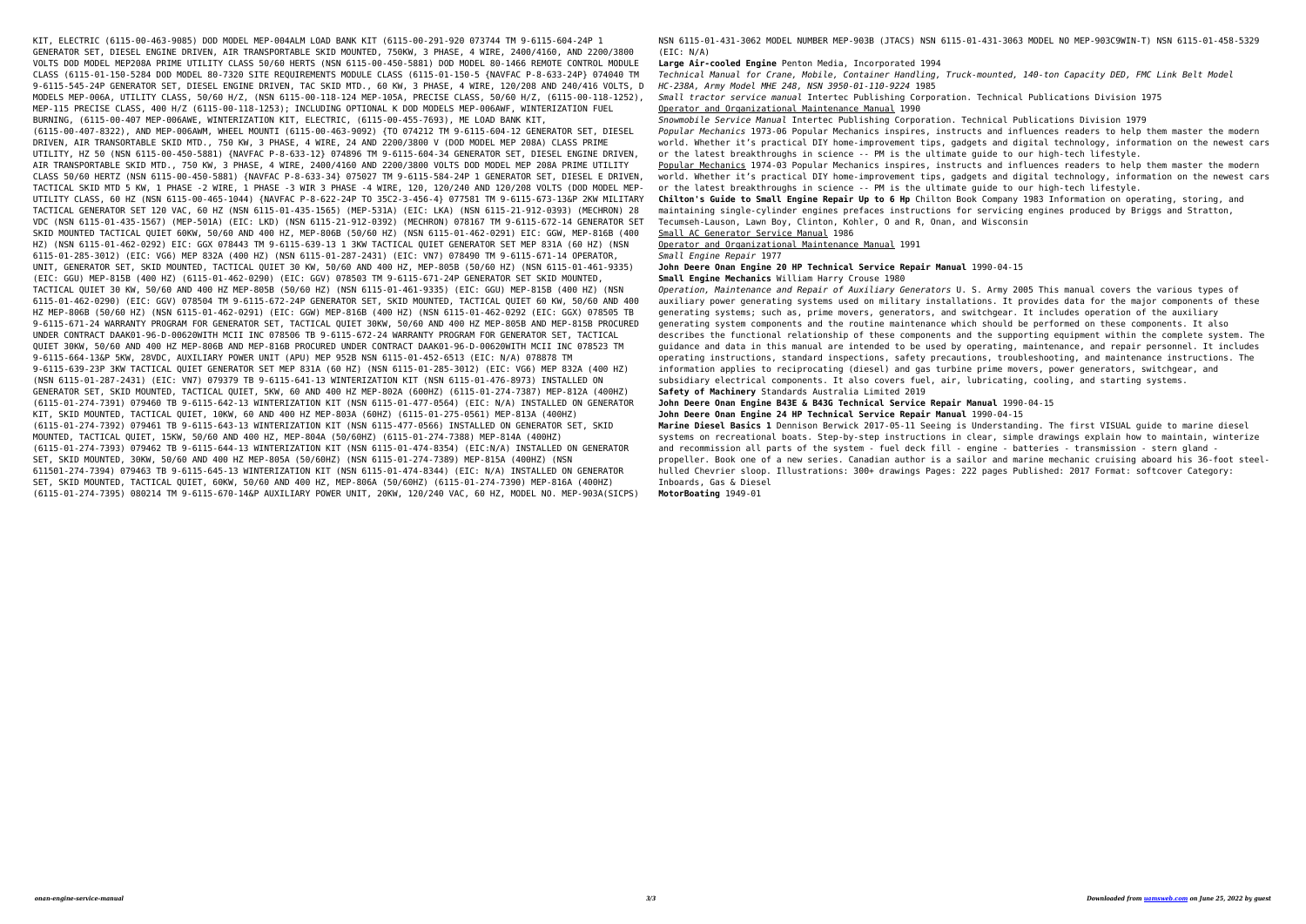KIT, ELECTRIC (6115-00-463-9085) DOD MODEL MEP-004ALM LOAD BANK KIT (6115-00-291-920 073744 TM 9-6115-604-24P 1 GENERATOR SET, DIESEL ENGINE DRIVEN, AIR TRANSPORTABLE SKID MOUNTED, 750KW, 3 PHASE, 4 WIRE, 2400/4160, AND 2200/3800 VOLTS DOD MODEL MEP208A PRIME UTILITY CLASS 50/60 HERTS (NSN 6115-00-450-5881) DOD MODEL 80-1466 REMOTE CONTROL MODULE CLASS (6115-01-150-5284 DOD MODEL 80-7320 SITE REQUIREMENTS MODULE CLASS (6115-01-150-5 {NAVFAC P-8-633-24P} 074040 TM 9-6115-545-24P GENERATOR SET, DIESEL ENGINE DRIVEN, TAC SKID MTD., 60 KW, 3 PHASE, 4 WIRE, 120/208 AND 240/416 VOLTS, D MODELS MEP-006A, UTILITY CLASS, 50/60 H/Z, (NSN 6115-00-118-124 MEP-105A, PRECISE CLASS, 50/60 H/Z, (6115-00-118-1252), MEP-115 PRECISE CLASS, 400 H/Z (6115-00-118-1253); INCLUDING OPTIONAL K DOD MODELS MEP-006AWF, WINTERIZATION FUEL BURNING, (6115-00-407 MEP-006AWE, WINTERIZATION KIT, ELECTRIC, (6115-00-455-7693), ME LOAD BANK KIT, (6115-00-407-8322), AND MEP-006AWM, WHEEL MOUNTI (6115-00-463-9092) {TO 074212 TM 9-6115-604-12 GENERATOR SET, DIESEL DRIVEN, AIR TRANSORTABLE SKID MTD., 750 KW, 3 PHASE, 4 WIRE, 24 AND 2200/3800 V (DOD MODEL MEP 208A) CLASS PRIME UTILITY, HZ 50 (NSN 6115-00-450-5881) {NAVFAC P-8-633-12} 074896 TM 9-6115-604-34 GENERATOR SET, DIESEL ENGINE DRIVEN, AIR TRANSPORTABLE SKID MTD., 750 KW, 3 PHASE, 4 WIRE, 2400/4160 AND 2200/3800 VOLTS DOD MODEL MEP 208A PRIME UTILITY CLASS 50/60 HERTZ (NSN 6115-00-450-5881) {NAVFAC P-8-633-34} 075027 TM 9-6115-584-24P 1 GENERATOR SET, DIESEL E DRIVEN, TACTICAL SKID MTD 5 KW, 1 PHASE -2 WIRE, 1 PHASE -3 WIR 3 PHASE -4 WIRE, 120, 120/240 AND 120/208 VOLTS (DOD MODEL MEP-UTILITY CLASS, 60 HZ (NSN 6115-00-465-1044) {NAVFAC P-8-622-24P TO 35C2-3-456-4} 077581 TM 9-6115-673-13&P 2KW MILITARY TACTICAL GENERATOR SET 120 VAC, 60 HZ (NSN 6115-01-435-1565) (MEP-531A) (EIC: LKA) (NSN 6115-21-912-0393) (MECHRON) 28 VDC (NSN 6115-01-435-1567) (MEP-501A) (EIC: LKD) (NSN 6115-21-912-0392) (MECHRON) 078167 TM 9-6115-672-14 GENERATOR SET SKID MOUNTED TACTICAL QUIET 60KW, 50/60 AND 400 HZ, MEP-806B (50/60 HZ) (NSN 6115-01-462-0291) EIC: GGW, MEP-816B (400 HZ) (NSN 6115-01-462-0292) EIC: GGX 078443 TM 9-6115-639-13 1 3KW TACTICAL QUIET GENERATOR SET MEP 831A (60 HZ) (NSN 6115-01-285-3012) (EIC: VG6) MEP 832A (400 HZ) (NSN 6115-01-287-2431) (EIC: VN7) 078490 TM 9-6115-671-14 OPERATOR, UNIT, GENERATOR SET, SKID MOUNTED, TACTICAL QUIET 30 KW, 50/60 AND 400 HZ, MEP-805B (50/60 HZ) (NSN 6115-01-461-9335) (EIC: GGU) MEP-815B (400 HZ) (6115-01-462-0290) (EIC: GGV) 078503 TM 9-6115-671-24P GENERATOR SET SKID MOUNTED, TACTICAL QUIET 30 KW, 50/60 AND 400 HZ MEP-805B (50/60 HZ) (NSN 6115-01-461-9335) (EIC: GGU) MEP-815B (400 HZ) (NSN 6115-01-462-0290) (EIC: GGV) 078504 TM 9-6115-672-24P GENERATOR SET, SKID MOUNTED, TACTICAL QUIET 60 KW, 50/60 AND 400 HZ MEP-806B (50/60 HZ) (NSN 6115-01-462-0291) (EIC: GGW) MEP-816B (400 HZ) (NSN 6115-01-462-0292 (EIC: GGX) 078505 TB 9-6115-671-24 WARRANTY PROGRAM FOR GENERATOR SET, TACTICAL QUIET 30KW, 50/60 AND 400 HZ MEP-805B AND MEP-815B PROCURED UNDER CONTRACT DAAK01-96-D-00620WITH MCII INC 078506 TB 9-6115-672-24 WARRANTY PROGRAM FOR GENERATOR SET, TACTICAL QUIET 30KW, 50/60 AND 400 HZ MEP-806B AND MEP-816B PROCURED UNDER CONTRACT DAAK01-96-D-00620WITH MCII INC 078523 TM 9-6115-664-13&P 5KW, 28VDC, AUXILIARY POWER UNIT (APU) MEP 952B NSN 6115-01-452-6513 (EIC: N/A) 078878 TM 9-6115-639-23P 3KW TACTICAL QUIET GENERATOR SET MEP 831A (60 HZ) (NSN 6115-01-285-3012) (EIC: VG6) MEP 832A (400 HZ) (NSN 6115-01-287-2431) (EIC: VN7) 079379 TB 9-6115-641-13 WINTERIZATION KIT (NSN 6115-01-476-8973) INSTALLED ON GENERATOR SET, SKID MOUNTED, TACTICAL QUIET, 5KW, 60 AND 400 HZ MEP-802A (600HZ) (6115-01-274-7387) MEP-812A (400HZ) (6115-01-274-7391) 079460 TB 9-6115-642-13 WINTERIZATION KIT (NSN 6115-01-477-0564) (EIC: N/A) INSTALLED ON GENERATOR KIT, SKID MOUNTED, TACTICAL QUIET, 10KW, 60 AND 400 HZ MEP-803A (60HZ) (6115-01-275-0561) MEP-813A (400HZ) (6115-01-274-7392) 079461 TB 9-6115-643-13 WINTERIZATION KIT (NSN 6115-477-0566) INSTALLED ON GENERATOR SET, SKID MOUNTED, TACTICAL QUIET, 15KW, 50/60 AND 400 HZ, MEP-804A (50/60HZ) (6115-01-274-7388) MEP-814A (400HZ) (6115-01-274-7393) 079462 TB 9-6115-644-13 WINTERIZATION KIT (NSN 6115-01-474-8354) (EIC:N/A) INSTALLED ON GENERATOR SET, SKID MOUNTED, 30KW, 50/60 AND 400 HZ MEP-805A (50/60HZ) (NSN 6115-01-274-7389) MEP-815A (400HZ) (NSN 611501-274-7394) 079463 TB 9-6115-645-13 WINTERIZATION KIT (NSN 6115-01-474-8344) (EIC: N/A) INSTALLED ON GENERATOR SET, SKID MOUNTED, TACTICAL QUIET, 60KW, 50/60 AND 400 HZ, MEP-806A (50/60HZ) (6115-01-274-7390) MEP-816A (400HZ) (6115-01-274-7395) 080214 TM 9-6115-670-14&P AUXILIARY POWER UNIT, 20KW, 120/240 VAC, 60 HZ, MODEL NO. MEP-903A(SICPS) NSN 6115-01-431-3062 MODEL NUMBER MEP-903B (JTACS) NSN 6115-01-431-3063 MODEL NO MEP-903C9WIN-T) NSN 6115-01-458-5329 (EIC: N/A)

**Large Air-cooled Engine** Penton Media, Incorporated 1994

*Technical Manual for Crane, Mobile, Container Handling, Truck-mounted, 140-ton Capacity DED, FMC Link Belt Model HC-238A, Army Model MHE 248, NSN 3950-01-110-9224* 1985

*Small tractor service manual* Intertec Publishing Corporation. Technical Publications Division 1975

Operator and Organizational Maintenance Manual 1990

*Snowmobile Service Manual* Intertec Publishing Corporation. Technical Publications Division 1979

*Popular Mechanics* 1973-06 Popular Mechanics inspires, instructs and influences readers to help them master the modern world. Whether it's practical DIY home-improvement tips, gadgets and digital technology, information on the newest cars or the latest breakthroughs in science -- PM is the ultimate guide to our high-tech lifestyle.

Popular Mechanics 1974-03 Popular Mechanics inspires, instructs and influences readers to help them master the modern world. Whether it's practical DIY home-improvement tips, gadgets and digital technology, information on the newest cars or the latest breakthroughs in science -- PM is the ultimate guide to our high-tech lifestyle.

**Chilton's Guide to Small Engine Repair Up to 6 Hp** Chilton Book Company 1983 Information on operating, storing, and maintaining single-cylinder engines prefaces instructions for servicing engines produced by Briggs and Stratton, Tecumseh-Lauson, Lawn Boy, Clinton, Kohler, O and R, Onan, and Wisconsin

Small AC Generator Service Manual 1986

Operator and Organizational Maintenance Manual 1991

*Small Engine Repair* 1977

**John Deere Onan Engine 20 HP Technical Service Repair Manual** 1990-04-15

**Small Engine Mechanics** William Harry Crouse 1980

*Operation, Maintenance and Repair of Auxiliary Generators* U. S. Army 2005 This manual covers the various types of auxiliary power generating systems used on military installations. It provides data for the major components of these generating systems; such as, prime movers, generators, and switchgear. It includes operation of the auxiliary generating system components and the routine maintenance which should be performed on these components. It also describes the functional relationship of these components and the supporting equipment within the complete system. The guidance and data in this manual are intended to be used by operating, maintenance, and repair personnel. It includes operating instructions, standard inspections, safety precautions, troubleshooting, and maintenance instructions. The information applies to reciprocating (diesel) and gas turbine prime movers, power generators, switchgear, and subsidiary electrical components. It also covers fuel, air, lubricating, cooling, and starting systems.

**Safety of Machinery** Standards Australia Limited 2019

**John Deere Onan Engine B43E & B43G Technical Service Repair Manual** 1990-04-15

**John Deere Onan Engine 24 HP Technical Service Repair Manual** 1990-04-15

**Marine Diesel Basics 1** Dennison Berwick 2017-05-11 Seeing is Understanding. The first VISUAL guide to marine diesel systems on recreational boats. Step-by-step instructions in clear, simple drawings explain how to maintain, winterize and recommission all parts of the system - fuel deck fill - engine - batteries - transmission - stern gland - propeller. Book one of a new series. Canadian author is a sailor and marine mechanic cruising aboard his 36-foot steel-hulled Chevrier sloop. Illustrations: 300+ drawings Pages: 222 pages Published: 2017 Format: softcover Category: Inboards, Gas & Diesel

**MotorBoating** 1949-01